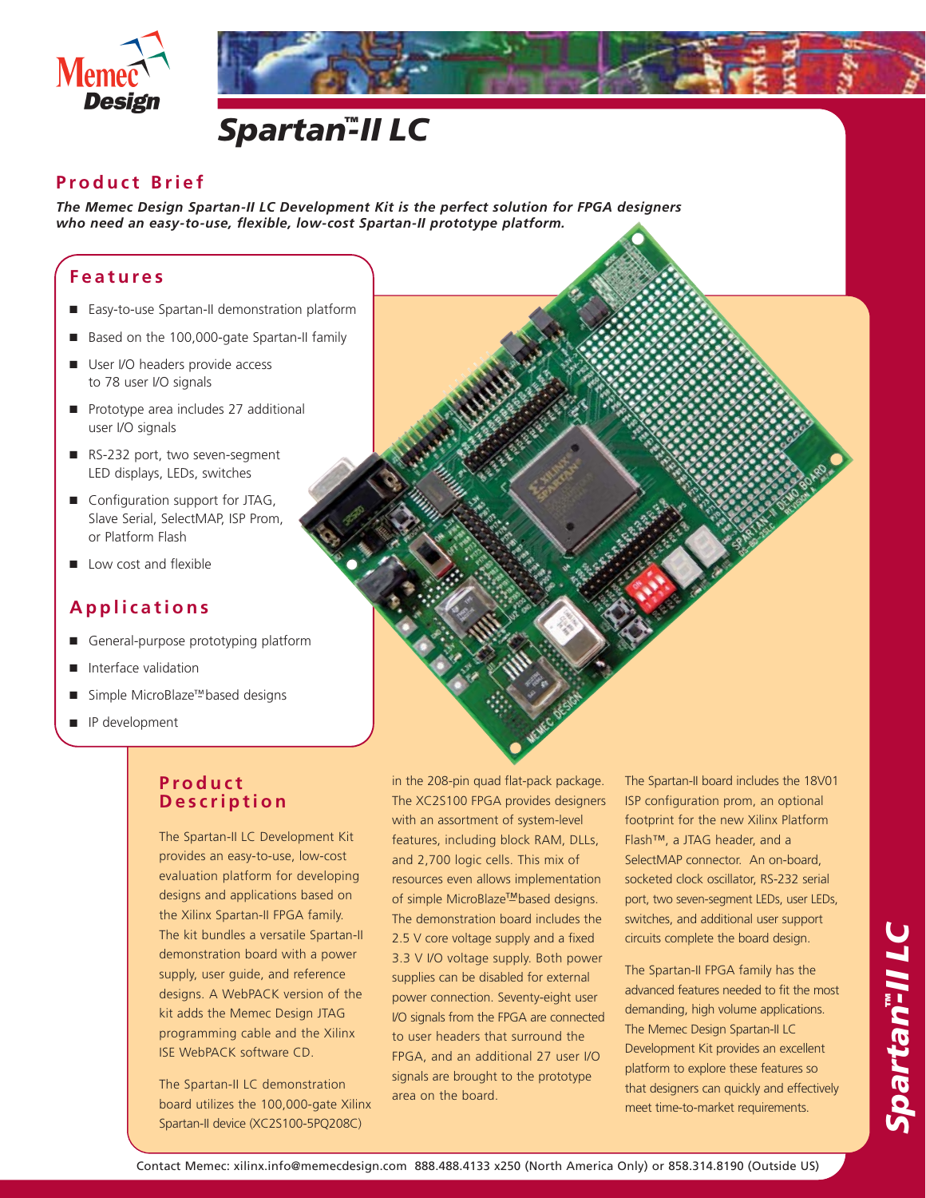# Spartan™-II LC

## Product Brief

***The Memec Design Spartan-II LC Development Kit is the perfect solution for FPGA designers who need an easy-to-use, flexible, low-cost Spartan-II prototype platform.***

## Features

- Easy-to-use Spartan-II demonstration platform
- Based on the 100,000-gate Spartan-II family
- User I/O headers provide access to 78 user I/O signals
- Prototype area includes 27 additional user I/O signals
- RS-232 port, two seven-segment LED displays, LEDs, switches
- Configuration support for JTAG, Slave Serial, SelectMAP, ISP Prom, or Platform Flash
- Low cost and flexible

## Applications

- General-purpose prototyping platform
- Interface validation
- Simple MicroBlaze™-based designs
- IP development

## Product Description

The Spartan-II LC Development Kit provides an easy-to-use, low-cost evaluation platform for developing designs and applications based on the Xilinx Spartan-II FPGA family. The kit bundles a versatile Spartan-II demonstration board with a power supply, user guide, and reference designs. A WebPACK version of the kit adds the Memec Design JTAG programming cable and the Xilinx ISE WebPACK software CD.

The Spartan-II LC demonstration board utilizes the 100,000-gate Xilinx Spartan-II device (XC2S100-5PQ208C) in the 208-pin quad flat-pack package. The XC2S100 FPGA provides designers with an assortment of system-level features, including block RAM, DLLs, and 2,700 logic cells. This mix of resources even allows implementation of simple MicroBlaze™-based designs. The demonstration board includes the 2.5 V core voltage supply and a fixed 3.3 V I/O voltage supply. Both power supplies can be disabled for external power connection. Seventy-eight user I/O signals from the FPGA are connected to user headers that surround the FPGA, and an additional 27 user I/O signals are brought to the prototype area on the board.

The Spartan-II board includes the 18V01 ISP configuration prom, an optional footprint for the new Xilinx Platform Flash™, a JTAG header, and a SelectMAP connector. An on-board, socketed clock oscillator, RS-232 serial port, two seven-segment LEDs, user LEDs, switches, and additional user support circuits complete the board design.

The Spartan-II FPGA family has the advanced features needed to fit the most demanding, high volume applications. The Memec Design Spartan-II LC Development Kit provides an excellent platform to explore these features so that designers can quickly and effectively meet time-to-market requirements.

Contact Memec: xilinx.info@memecdesign.com 888.488.4133 x250 (North America Only) or 858.314.8190 (Outside US)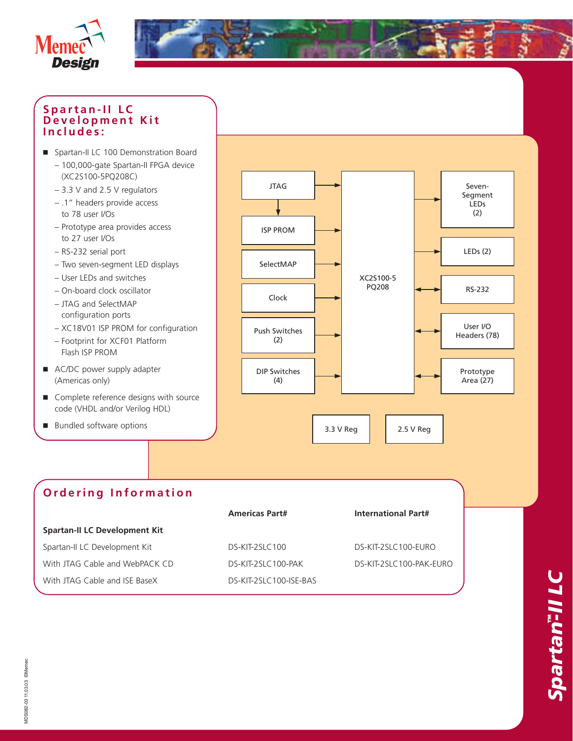## Spartan-II LC Development Kit Includes:

- Spartan-II LC 100 Demonstration Board
  - 100,000-gate Spartan-II FPGA device (XC2S100-5PQ208C)
  - 3.3 V and 2.5 V regulators
  - .1" headers provide access to 78 user I/Os
  - Prototype area provides access to 27 user I/Os
  - RS-232 serial port
  - Two seven-segment LED displays
  - User LEDs and switches
  - On-board clock oscillator
  - JTAG and SelectMAP configuration ports
  - XC18V01 ISP PROM for configuration
  - Footprint for XCF01 Platform Flash ISP PROM
- AC/DC power supply adapter (Americas only)
- Complete reference designs with source code (VHDL and/or Verilog HDL)
- Bundled software options

JTAG
ISP PROM
SelectMAP
Clock
Push Switches (2)
DIP Switches (4)
XC2S100-5 PQ208
Seven-Segment LEDs (2)
LEDs (2)
RS-232
User I/O Headers (78)
Prototype Area (27)
3.3 V Reg
2.5 V Reg

## Ordering Information

| | Americas Part# | International Part# |
|---|---|---|
| **Spartan-II LC Development Kit** | | |
| Spartan-II LC Development Kit | DS-KIT-2SLC100 | DS-KIT-2SLC100-EURO |
| With JTAG Cable and WebPACK CD | DS-KIT-2SLC100-PAK | DS-KIT-2SLC100-PAK-EURO |
| With JTAG Cable and ISE BaseX | DS-KIT-2SLC100-ISE-BAS | |

MDS082-03 11.03.03 ©Memec